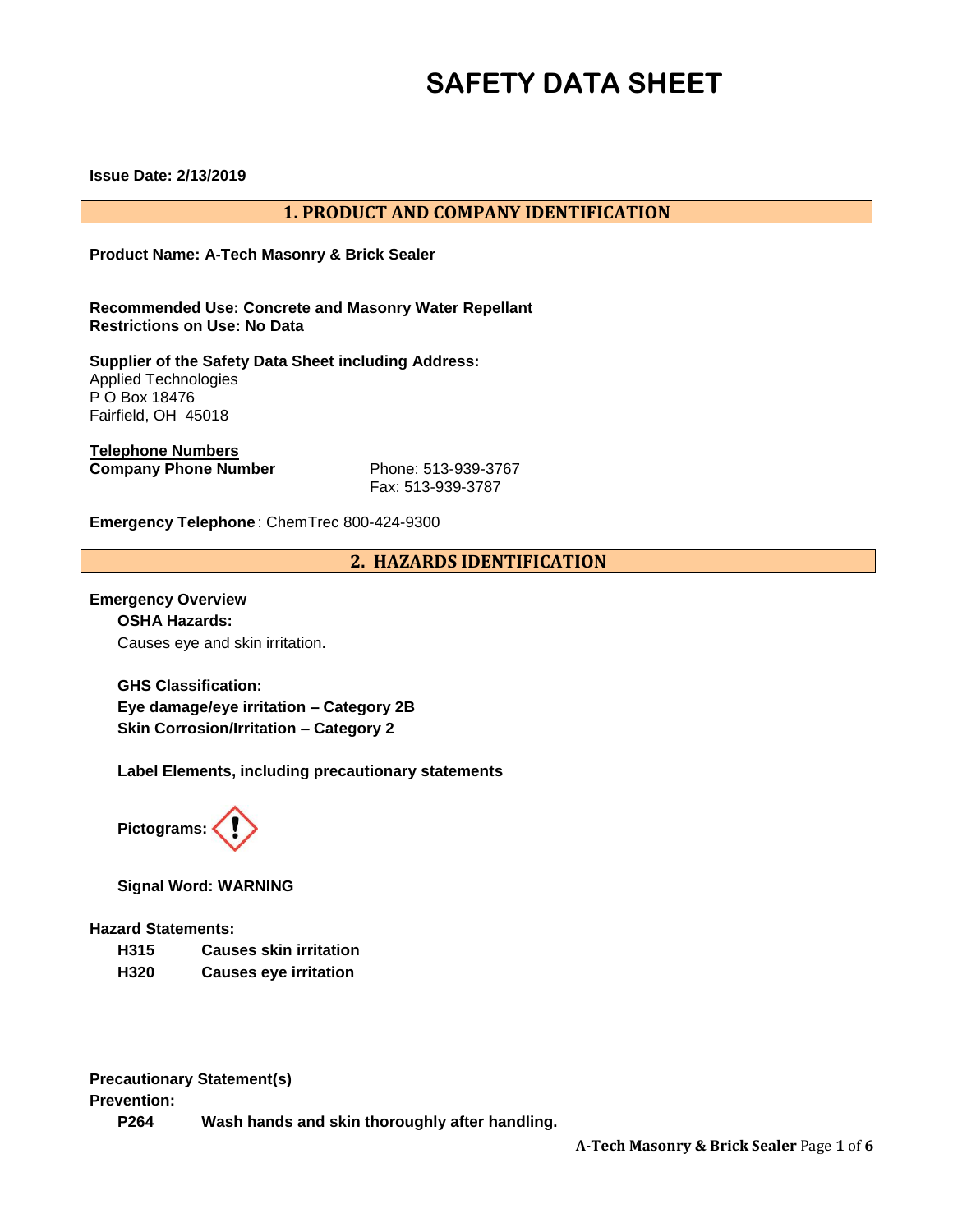# SAFETY DATA SHEET

**Issue Date: 2/13/2019**

## 1. PRODUCT AND COMPANY IDENTIFICATION

**Product Name: A-Tech Masonry & Brick Sealer**

**Recommended Use: Concrete and Masonry Water Repellant**
**Restrictions on Use: No Data**

**Supplier of the Safety Data Sheet including Address:**
Applied Technologies
P O Box 18476
Fairfield, OH 45018

**Telephone Numbers**

**Company Phone Number** Phone: 513-939-3767
Fax: 513-939-3787

**Emergency Telephone**: ChemTrec 800-424-9300

## 2. HAZARDS IDENTIFICATION

**Emergency Overview**

**OSHA Hazards:**

Causes eye and skin irritation.

**GHS Classification:**

**Eye damage/eye irritation – Category 2B**

**Skin Corrosion/Irritation – Category 2**

**Label Elements, including precautionary statements**

**Pictograms:**

**Signal Word: WARNING**

**Hazard Statements:**

| | |
|---|---|
| **H315** | **Causes skin irritation** |
| **H320** | **Causes eye irritation** |

**Precautionary Statement(s)**

**Prevention:**

| | |
|---|---|
| **P264** | **Wash hands and skin thoroughly after handling.** |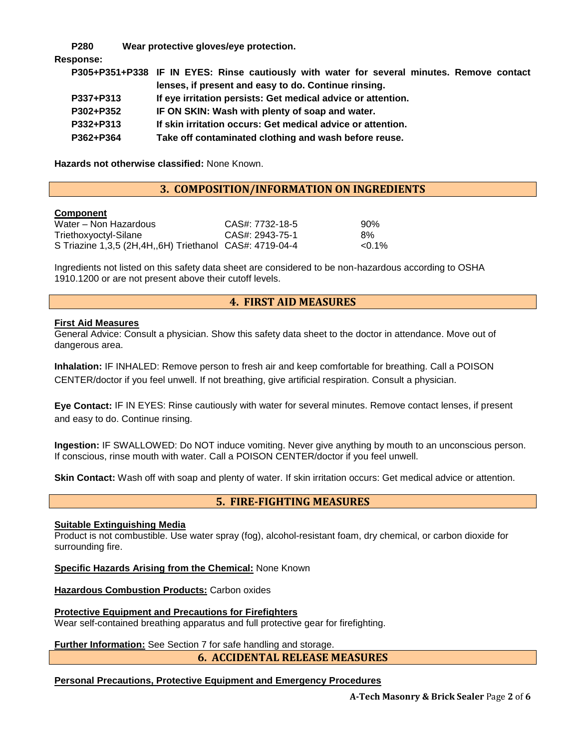**P280** **Wear protective gloves/eye protection.**

**Response:**

| | |
|---|---|
| **P305+P351+P338** | **IF IN EYES: Rinse cautiously with water for several minutes. Remove contact lenses, if present and easy to do. Continue rinsing.** |
| **P337+P313** | **If eye irritation persists: Get medical advice or attention.** |
| **P302+P352** | **IF ON SKIN: Wash with plenty of soap and water.** |
| **P332+P313** | **If skin irritation occurs: Get medical advice or attention.** |
| **P362+P364** | **Take off contaminated clothing and wash before reuse.** |

**Hazards not otherwise classified:** None Known.

## 3. COMPOSITION/INFORMATION ON INGREDIENTS

**Component**

| | | |
|---|---|---|
| Water – Non Hazardous | CAS#: 7732-18-5 | 90% |
| Triethoxyoctyl-Silane | CAS#: 2943-75-1 | 8% |
| S Triazine 1,3,5 (2H,4H,,6H) Triethanol | CAS#: 4719-04-4 | <0.1% |

Ingredients not listed on this safety data sheet are considered to be non-hazardous according to OSHA 1910.1200 or are not present above their cutoff levels.

## 4. FIRST AID MEASURES

**First Aid Measures**

General Advice: Consult a physician. Show this safety data sheet to the doctor in attendance. Move out of dangerous area.

**Inhalation:** IF INHALED: Remove person to fresh air and keep comfortable for breathing. Call a POISON CENTER/doctor if you feel unwell. If not breathing, give artificial respiration. Consult a physician.

**Eye Contact:** IF IN EYES: Rinse cautiously with water for several minutes. Remove contact lenses, if present and easy to do. Continue rinsing.

**Ingestion:** IF SWALLOWED: Do NOT induce vomiting. Never give anything by mouth to an unconscious person. If conscious, rinse mouth with water. Call a POISON CENTER/doctor if you feel unwell.

**Skin Contact:** Wash off with soap and plenty of water. If skin irritation occurs: Get medical advice or attention.

## 5. FIRE-FIGHTING MEASURES

**Suitable Extinguishing Media**

Product is not combustible. Use water spray (fog), alcohol-resistant foam, dry chemical, or carbon dioxide for surrounding fire.

**Specific Hazards Arising from the Chemical:** None Known

**Hazardous Combustion Products:** Carbon oxides

**Protective Equipment and Precautions for Firefighters**

Wear self-contained breathing apparatus and full protective gear for firefighting.

**Further Information:** See Section 7 for safe handling and storage.

## 6. ACCIDENTAL RELEASE MEASURES

**Personal Precautions, Protective Equipment and Emergency Procedures**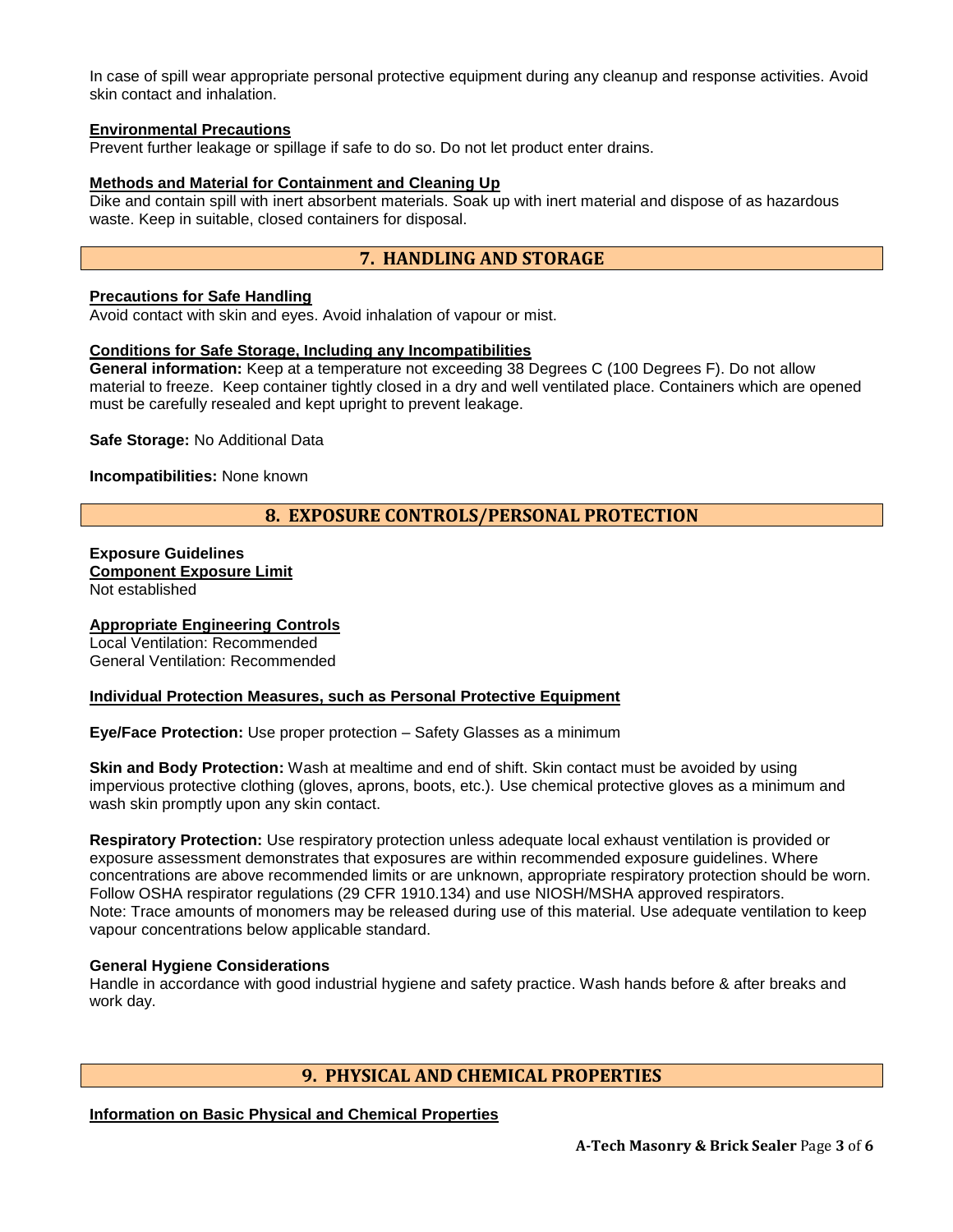In case of spill wear appropriate personal protective equipment during any cleanup and response activities. Avoid skin contact and inhalation.

**Environmental Precautions**

Prevent further leakage or spillage if safe to do so. Do not let product enter drains.

**Methods and Material for Containment and Cleaning Up**

Dike and contain spill with inert absorbent materials. Soak up with inert material and dispose of as hazardous waste. Keep in suitable, closed containers for disposal.

## 7. HANDLING AND STORAGE

**Precautions for Safe Handling**

Avoid contact with skin and eyes. Avoid inhalation of vapour or mist.

**Conditions for Safe Storage, Including any Incompatibilities**

**General information:** Keep at a temperature not exceeding 38 Degrees C (100 Degrees F). Do not allow material to freeze. Keep container tightly closed in a dry and well ventilated place. Containers which are opened must be carefully resealed and kept upright to prevent leakage.

**Safe Storage:** No Additional Data

**Incompatibilities:** None known

## 8. EXPOSURE CONTROLS/PERSONAL PROTECTION

**Exposure Guidelines**

**Component Exposure Limit**

Not established

**Appropriate Engineering Controls**

Local Ventilation: Recommended
General Ventilation: Recommended

**Individual Protection Measures, such as Personal Protective Equipment**

**Eye/Face Protection:** Use proper protection – Safety Glasses as a minimum

**Skin and Body Protection:** Wash at mealtime and end of shift. Skin contact must be avoided by using impervious protective clothing (gloves, aprons, boots, etc.). Use chemical protective gloves as a minimum and wash skin promptly upon any skin contact.

**Respiratory Protection:** Use respiratory protection unless adequate local exhaust ventilation is provided or exposure assessment demonstrates that exposures are within recommended exposure guidelines. Where concentrations are above recommended limits or are unknown, appropriate respiratory protection should be worn. Follow OSHA respirator regulations (29 CFR 1910.134) and use NIOSH/MSHA approved respirators.
Note: Trace amounts of monomers may be released during use of this material. Use adequate ventilation to keep vapour concentrations below applicable standard.

**General Hygiene Considerations**

Handle in accordance with good industrial hygiene and safety practice. Wash hands before & after breaks and work day.

## 9. PHYSICAL AND CHEMICAL PROPERTIES

**Information on Basic Physical and Chemical Properties**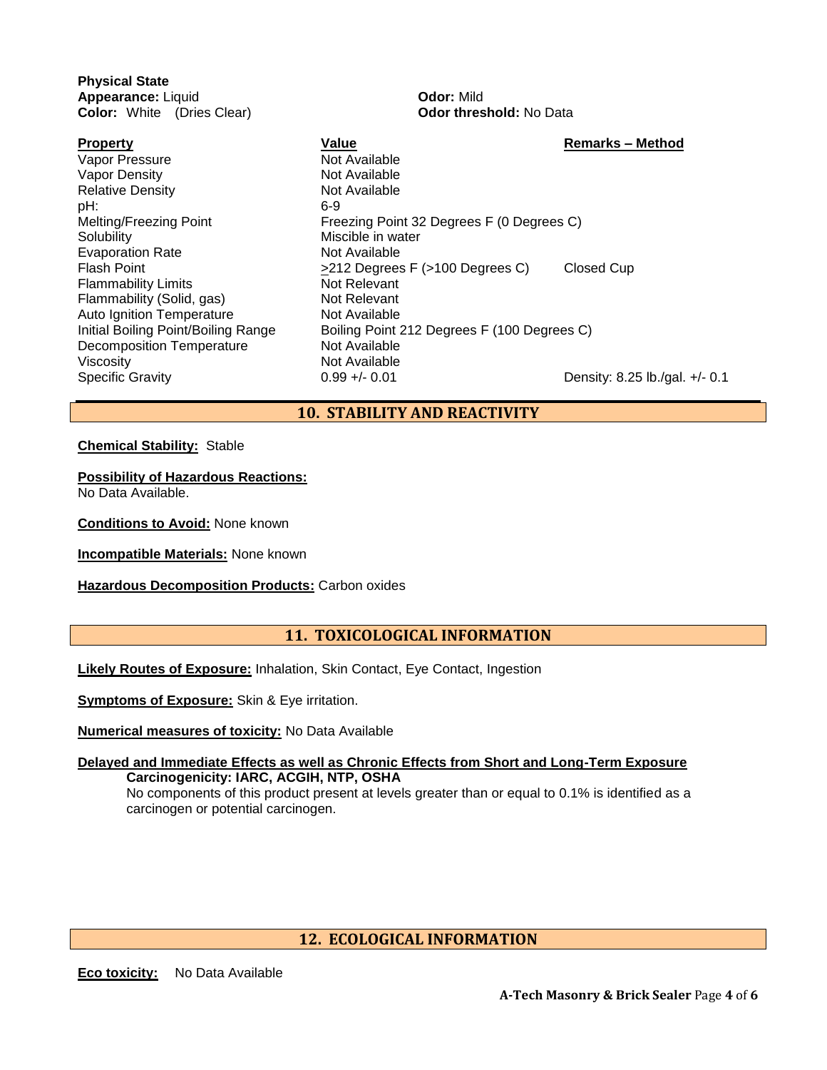**Physical State**

**Appearance:** Liquid

**Color:** White (Dries Clear)

**Odor:** Mild

**Odor threshold:** No Data

| Property | Value | Remarks – Method |
|---|---|---|
| Vapor Pressure | Not Available | |
| Vapor Density | Not Available | |
| Relative Density | Not Available | |
| pH: | 6-9 | |
| Melting/Freezing Point | Freezing Point 32 Degrees F (0 Degrees C) | |
| Solubility | Miscible in water | |
| Evaporation Rate | Not Available | |
| Flash Point | ≥212 Degrees F (>100 Degrees C) | Closed Cup |
| Flammability Limits | Not Relevant | |
| Flammability (Solid, gas) | Not Relevant | |
| Auto Ignition Temperature | Not Available | |
| Initial Boiling Point/Boiling Range | Boiling Point 212 Degrees F (100 Degrees C) | |
| Decomposition Temperature | Not Available | |
| Viscosity | Not Available | |
| Specific Gravity | 0.99 +/- 0.01 | Density: 8.25 lb./gal. +/- 0.1 |

## 10. STABILITY AND REACTIVITY

**Chemical Stability:** Stable

**Possibility of Hazardous Reactions:**
No Data Available.

**Conditions to Avoid:** None known

**Incompatible Materials:** None known

**Hazardous Decomposition Products:** Carbon oxides

## 11. TOXICOLOGICAL INFORMATION

**Likely Routes of Exposure:** Inhalation, Skin Contact, Eye Contact, Ingestion

**Symptoms of Exposure:** Skin & Eye irritation.

**Numerical measures of toxicity:** No Data Available

**Delayed and Immediate Effects as well as Chronic Effects from Short and Long-Term Exposure**

**Carcinogenicity: IARC, ACGIH, NTP, OSHA**

No components of this product present at levels greater than or equal to 0.1% is identified as a carcinogen or potential carcinogen.

## 12. ECOLOGICAL INFORMATION

**Eco toxicity:** No Data Available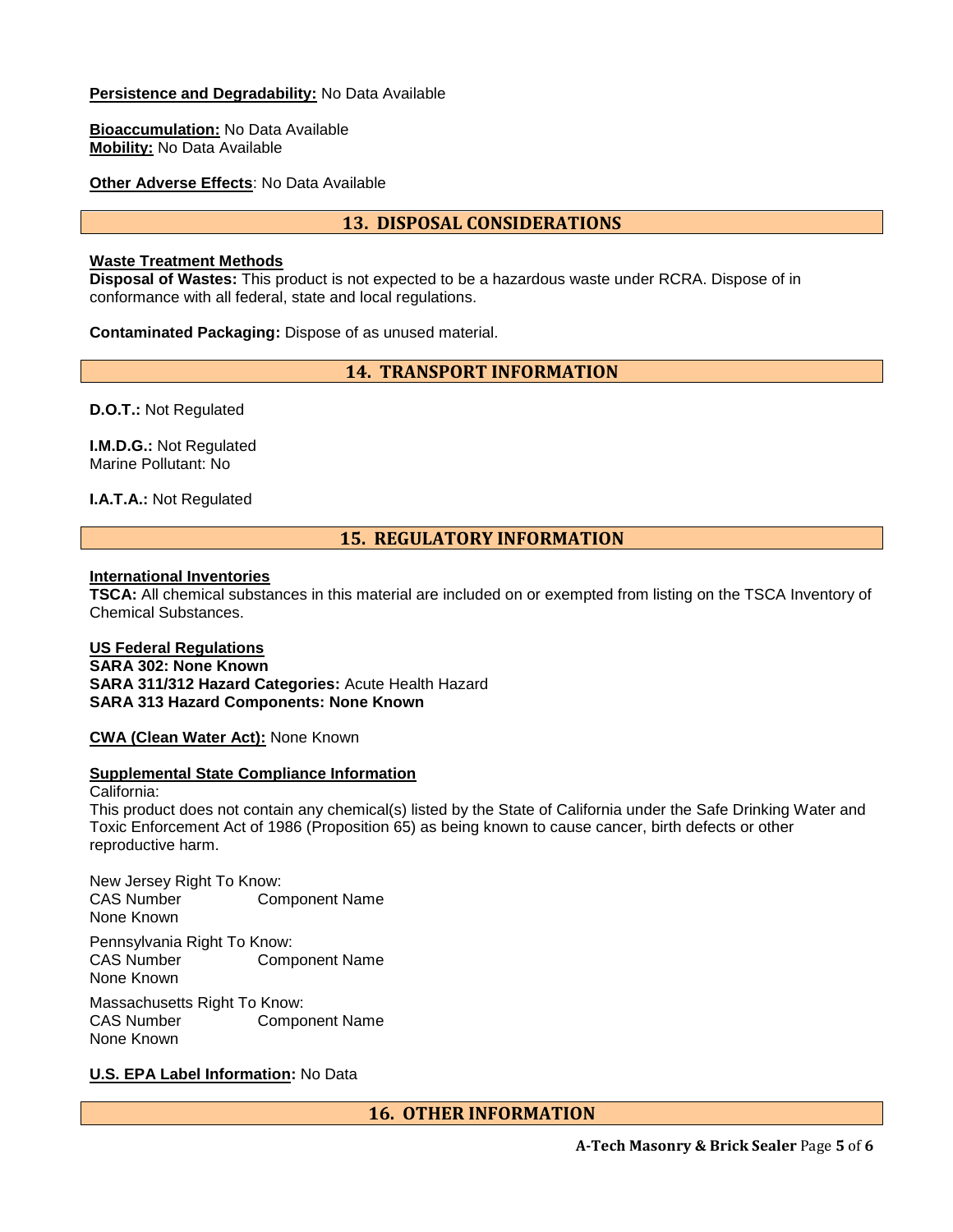**Persistence and Degradability:** No Data Available

**Bioaccumulation:** No Data Available
**Mobility:** No Data Available

**Other Adverse Effects**: No Data Available

## 13. DISPOSAL CONSIDERATIONS

**Waste Treatment Methods**
**Disposal of Wastes:** This product is not expected to be a hazardous waste under RCRA. Dispose of in conformance with all federal, state and local regulations.

**Contaminated Packaging:** Dispose of as unused material.

## 14. TRANSPORT INFORMATION

**D.O.T.:** Not Regulated

**I.M.D.G.:** Not Regulated
Marine Pollutant: No

**I.A.T.A.:** Not Regulated

## 15. REGULATORY INFORMATION

**International Inventories**
**TSCA:** All chemical substances in this material are included on or exempted from listing on the TSCA Inventory of Chemical Substances.

**US Federal Regulations**
**SARA 302: None Known**
**SARA 311/312 Hazard Categories:** Acute Health Hazard
**SARA 313 Hazard Components: None Known**

**CWA (Clean Water Act):** None Known

**Supplemental State Compliance Information**
California:
This product does not contain any chemical(s) listed by the State of California under the Safe Drinking Water and Toxic Enforcement Act of 1986 (Proposition 65) as being known to cause cancer, birth defects or other reproductive harm.

New Jersey Right To Know:

| CAS Number | Component Name |
|---|---|
| None Known | |

Pennsylvania Right To Know:

| CAS Number | Component Name |
|---|---|
| None Known | |

Massachusetts Right To Know:

| CAS Number | Component Name |
|---|---|
| None Known | |

**U.S. EPA Label Information:** No Data

## 16. OTHER INFORMATION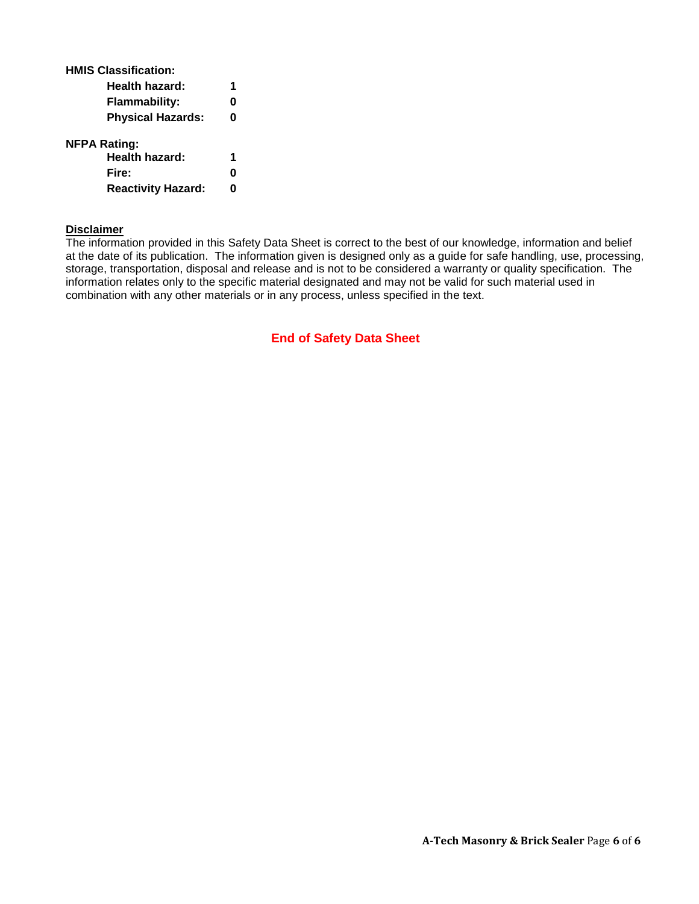**HMIS Classification:**

| | |
|---|---|
| **Health hazard:** | **1** |
| **Flammability:** | **0** |
| **Physical Hazards:** | **0** |

**NFPA Rating:**

| | |
|---|---|
| **Health hazard:** | **1** |
| **Fire:** | **0** |
| **Reactivity Hazard:** | **0** |

**Disclaimer**

The information provided in this Safety Data Sheet is correct to the best of our knowledge, information and belief at the date of its publication. The information given is designed only as a guide for safe handling, use, processing, storage, transportation, disposal and release and is not to be considered a warranty or quality specification. The information relates only to the specific material designated and may not be valid for such material used in combination with any other materials or in any process, unless specified in the text.

**End of Safety Data Sheet**